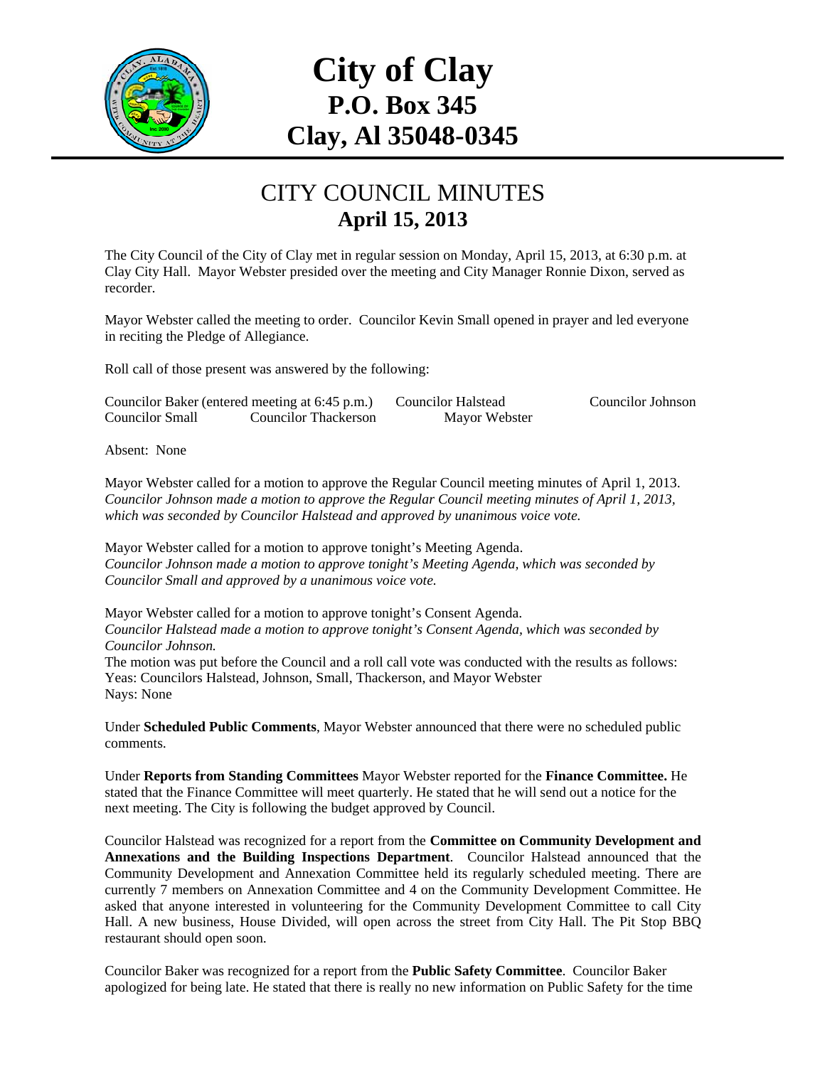# City of Clay
## P.O. Box 345
## Clay, Al 35048-0345

# CITY COUNCIL MINUTES
## April 15, 2013

The City Council of the City of Clay met in regular session on Monday, April 15, 2013, at 6:30 p.m. at Clay City Hall. Mayor Webster presided over the meeting and City Manager Ronnie Dixon, served as recorder.

Mayor Webster called the meeting to order. Councilor Kevin Small opened in prayer and led everyone in reciting the Pledge of Allegiance.

Roll call of those present was answered by the following:

Councilor Baker (entered meeting at 6:45 p.m.) Councilor Halstead Councilor Johnson
Councilor Small Councilor Thackerson Mayor Webster

Absent: None

Mayor Webster called for a motion to approve the Regular Council meeting minutes of April 1, 2013.
*Councilor Johnson made a motion to approve the Regular Council meeting minutes of April 1, 2013, which was seconded by Councilor Halstead and approved by unanimous voice vote.*

Mayor Webster called for a motion to approve tonight's Meeting Agenda.
*Councilor Johnson made a motion to approve tonight's Meeting Agenda, which was seconded by Councilor Small and approved by a unanimous voice vote.*

Mayor Webster called for a motion to approve tonight's Consent Agenda.
*Councilor Halstead made a motion to approve tonight's Consent Agenda, which was seconded by Councilor Johnson.*
The motion was put before the Council and a roll call vote was conducted with the results as follows:
Yeas: Councilors Halstead, Johnson, Small, Thackerson, and Mayor Webster
Nays: None

Under **Scheduled Public Comments**, Mayor Webster announced that there were no scheduled public comments.

Under **Reports from Standing Committees** Mayor Webster reported for the **Finance Committee.** He stated that the Finance Committee will meet quarterly. He stated that he will send out a notice for the next meeting. The City is following the budget approved by Council.

Councilor Halstead was recognized for a report from the **Committee on Community Development and Annexations and the Building Inspections Department**. Councilor Halstead announced that the Community Development and Annexation Committee held its regularly scheduled meeting. There are currently 7 members on Annexation Committee and 4 on the Community Development Committee. He asked that anyone interested in volunteering for the Community Development Committee to call City Hall. A new business, House Divided, will open across the street from City Hall. The Pit Stop BBQ restaurant should open soon.

Councilor Baker was recognized for a report from the **Public Safety Committee**. Councilor Baker apologized for being late. He stated that there is really no new information on Public Safety for the time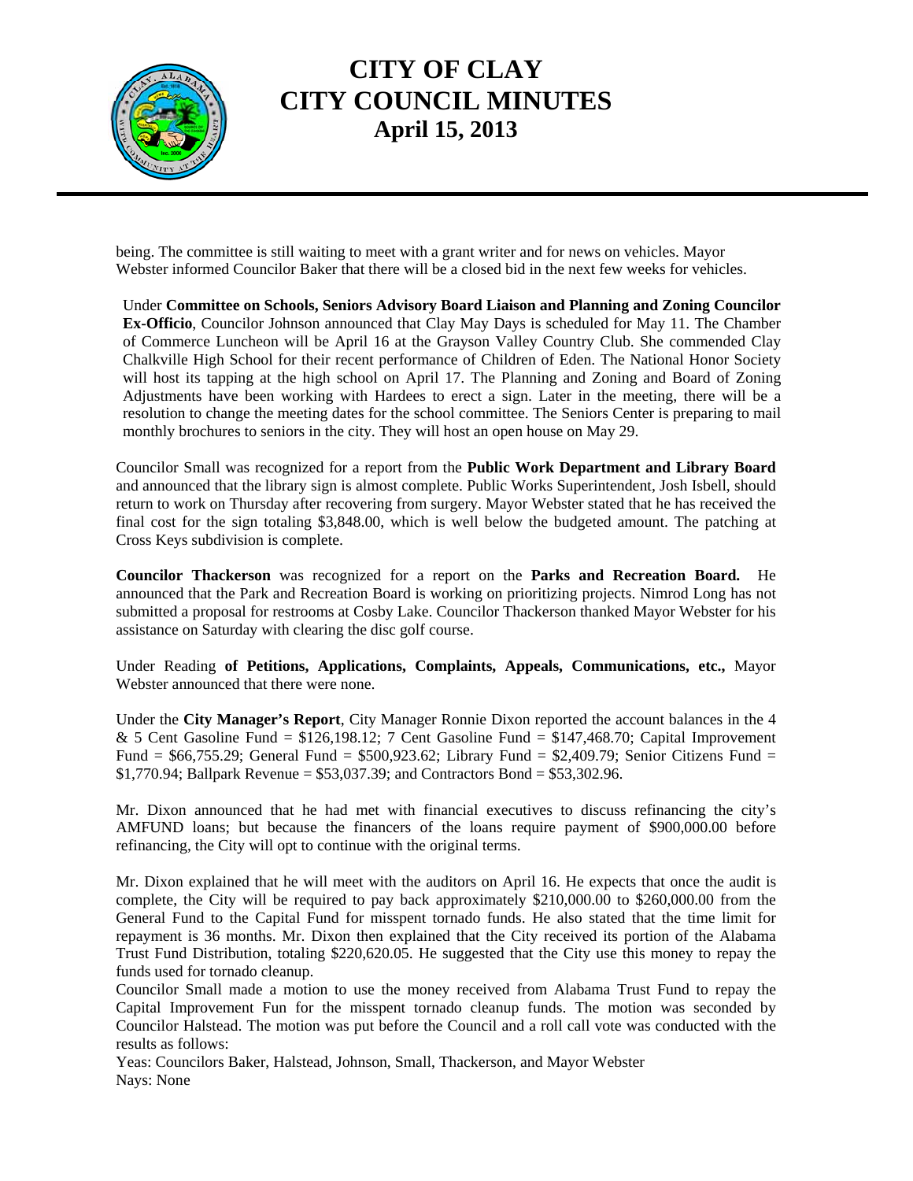being. The committee is still waiting to meet with a grant writer and for news on vehicles. Mayor Webster informed Councilor Baker that there will be a closed bid in the next few weeks for vehicles.

Under **Committee on Schools, Seniors Advisory Board Liaison and Planning and Zoning Councilor Ex-Officio**, Councilor Johnson announced that Clay May Days is scheduled for May 11. The Chamber of Commerce Luncheon will be April 16 at the Grayson Valley Country Club. She commended Clay Chalkville High School for their recent performance of Children of Eden. The National Honor Society will host its tapping at the high school on April 17. The Planning and Zoning and Board of Zoning Adjustments have been working with Hardees to erect a sign. Later in the meeting, there will be a resolution to change the meeting dates for the school committee. The Seniors Center is preparing to mail monthly brochures to seniors in the city. They will host an open house on May 29.

Councilor Small was recognized for a report from the **Public Work Department and Library Board** and announced that the library sign is almost complete. Public Works Superintendent, Josh Isbell, should return to work on Thursday after recovering from surgery. Mayor Webster stated that he has received the final cost for the sign totaling $3,848.00, which is well below the budgeted amount. The patching at Cross Keys subdivision is complete.

**Councilor Thackerson** was recognized for a report on the **Parks and Recreation Board.** He announced that the Park and Recreation Board is working on prioritizing projects. Nimrod Long has not submitted a proposal for restrooms at Cosby Lake. Councilor Thackerson thanked Mayor Webster for his assistance on Saturday with clearing the disc golf course.

Under Reading **of Petitions, Applications, Complaints, Appeals, Communications, etc.,** Mayor Webster announced that there were none.

Under the **City Manager's Report**, City Manager Ronnie Dixon reported the account balances in the 4 & 5 Cent Gasoline Fund = $126,198.12; 7 Cent Gasoline Fund = $147,468.70; Capital Improvement Fund = $66,755.29; General Fund = $500,923.62; Library Fund = $2,409.79; Senior Citizens Fund = $1,770.94; Ballpark Revenue = $53,037.39; and Contractors Bond = $53,302.96.

Mr. Dixon announced that he had met with financial executives to discuss refinancing the city's AMFUND loans; but because the financers of the loans require payment of $900,000.00 before refinancing, the City will opt to continue with the original terms.

Mr. Dixon explained that he will meet with the auditors on April 16. He expects that once the audit is complete, the City will be required to pay back approximately $210,000.00 to $260,000.00 from the General Fund to the Capital Fund for misspent tornado funds. He also stated that the time limit for repayment is 36 months. Mr. Dixon then explained that the City received its portion of the Alabama Trust Fund Distribution, totaling $220,620.05. He suggested that the City use this money to repay the funds used for tornado cleanup.

Councilor Small made a motion to use the money received from Alabama Trust Fund to repay the Capital Improvement Fun for the misspent tornado cleanup funds. The motion was seconded by Councilor Halstead. The motion was put before the Council and a roll call vote was conducted with the results as follows:

Yeas: Councilors Baker, Halstead, Johnson, Small, Thackerson, and Mayor Webster
Nays: None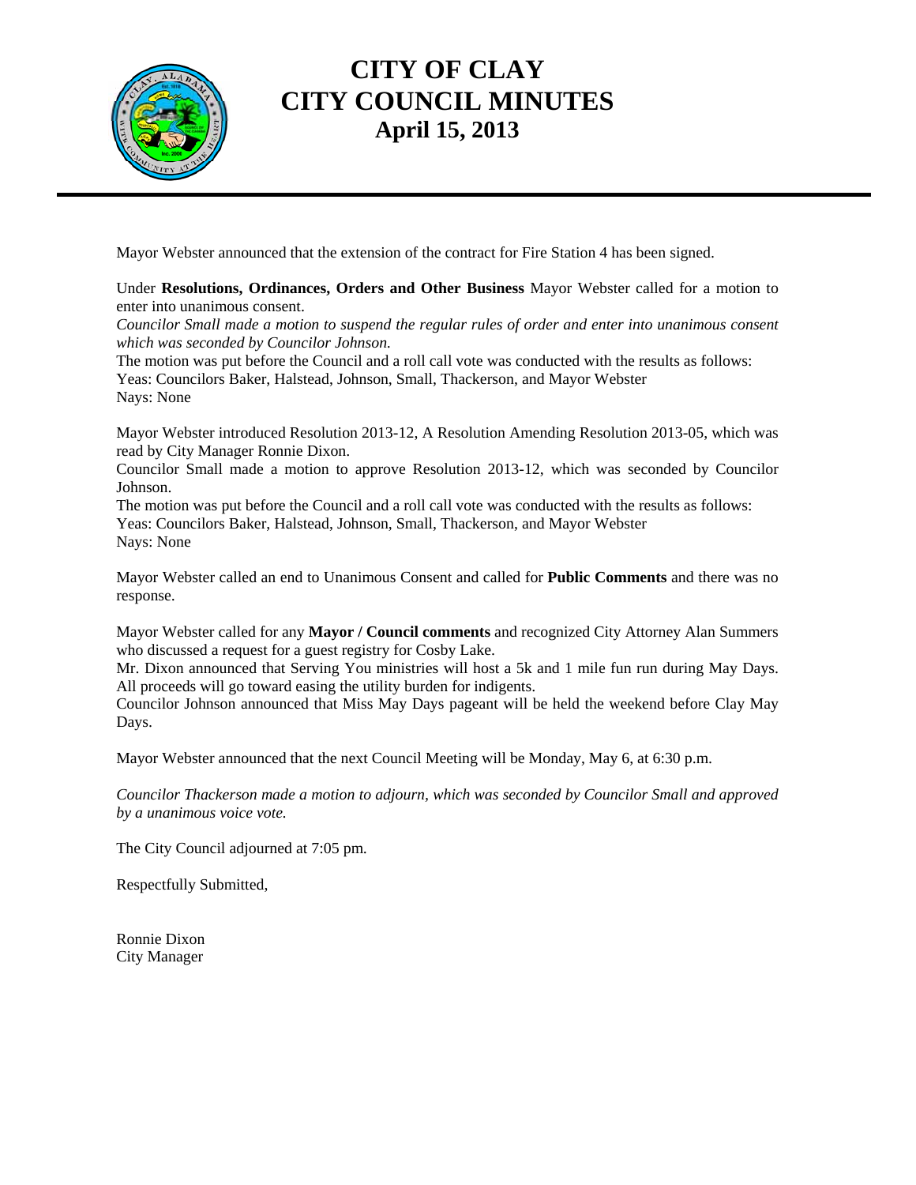# CITY OF CLAY
# CITY COUNCIL MINUTES
## April 15, 2013

Mayor Webster announced that the extension of the contract for Fire Station 4 has been signed.

Under **Resolutions, Ordinances, Orders and Other Business** Mayor Webster called for a motion to enter into unanimous consent.
*Councilor Small made a motion to suspend the regular rules of order and enter into unanimous consent which was seconded by Councilor Johnson.*
The motion was put before the Council and a roll call vote was conducted with the results as follows:
Yeas: Councilors Baker, Halstead, Johnson, Small, Thackerson, and Mayor Webster
Nays: None

Mayor Webster introduced Resolution 2013-12, A Resolution Amending Resolution 2013-05, which was read by City Manager Ronnie Dixon.
Councilor Small made a motion to approve Resolution 2013-12, which was seconded by Councilor Johnson.
The motion was put before the Council and a roll call vote was conducted with the results as follows:
Yeas: Councilors Baker, Halstead, Johnson, Small, Thackerson, and Mayor Webster
Nays: None

Mayor Webster called an end to Unanimous Consent and called for **Public Comments** and there was no response.

Mayor Webster called for any **Mayor / Council comments** and recognized City Attorney Alan Summers who discussed a request for a guest registry for Cosby Lake.
Mr. Dixon announced that Serving You ministries will host a 5k and 1 mile fun run during May Days. All proceeds will go toward easing the utility burden for indigents.
Councilor Johnson announced that Miss May Days pageant will be held the weekend before Clay May Days.

Mayor Webster announced that the next Council Meeting will be Monday, May 6, at 6:30 p.m.

*Councilor Thackerson made a motion to adjourn, which was seconded by Councilor Small and approved by a unanimous voice vote.*

The City Council adjourned at 7:05 pm.

Respectfully Submitted,

Ronnie Dixon
City Manager